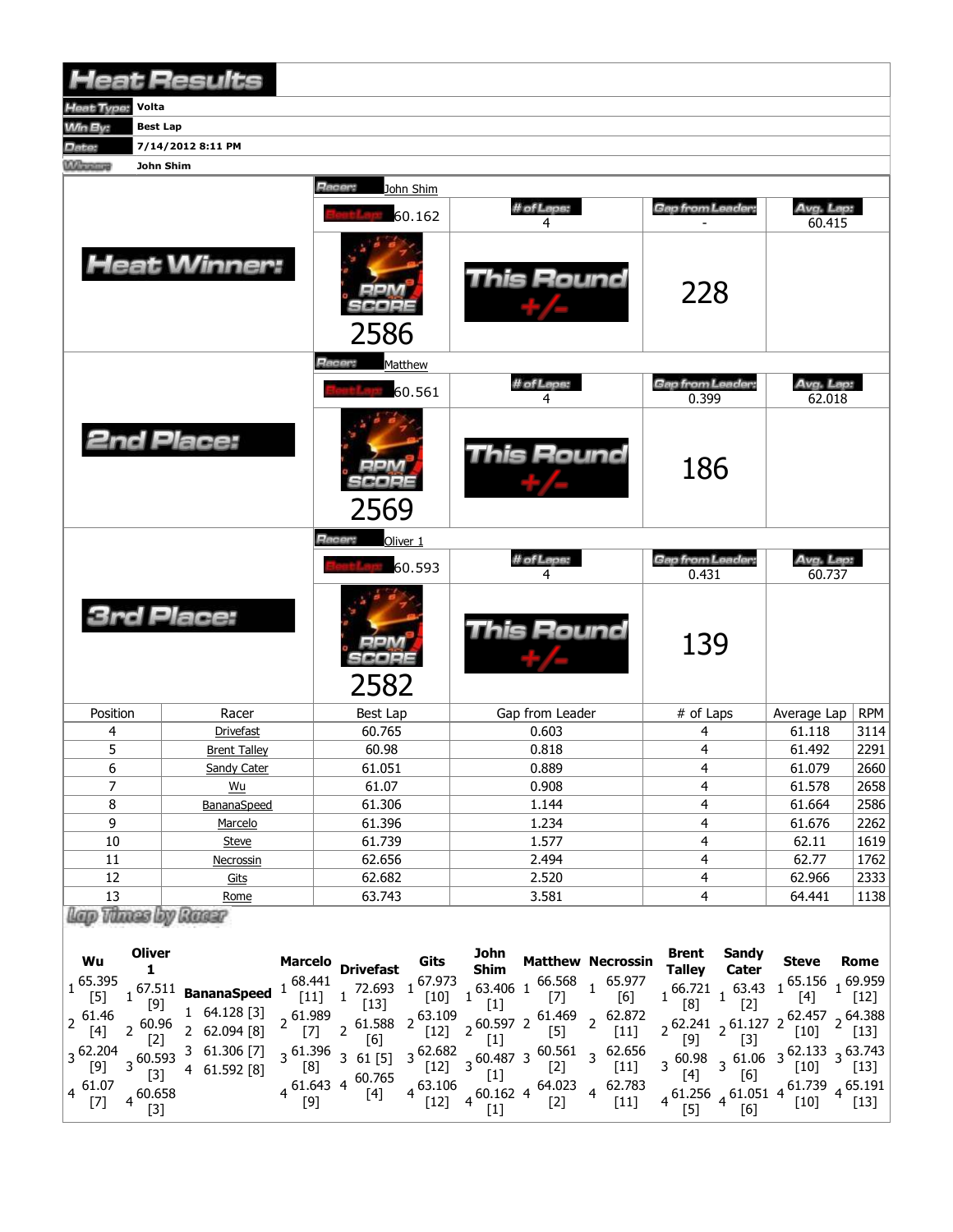# Heat Results

**Heat Type:** Volta
**Win By:** Best Lap
**Date:** 7/14/2012 8:11 PM
**Winners:** John Shim

## Heat Winner:

| Racer: | John Shim | | |
|---|---|---|---|
| Best Lap: 60.162 | # of Laps: 4 | Gap from Leader: - | Avg. Lap: 60.415 |
| RPM SCORE 2586 | This Round +/- | 228 | |

## 2nd Place:

| Racer: | Matthew | | |
|---|---|---|---|
| Best Lap: 60.561 | # of Laps: 4 | Gap from Leader: 0.399 | Avg. Lap: 62.018 |
| RPM SCORE 2569 | This Round +/- | 186 | |

## 3rd Place:

| Racer: | Oliver 1 | | |
|---|---|---|---|
| Best Lap: 60.593 | # of Laps: 4 | Gap from Leader: 0.431 | Avg. Lap: 60.737 |
| RPM SCORE 2582 | This Round +/- | 139 | |

| Position | Racer | Best Lap | Gap from Leader | # of Laps | Average Lap | RPM |
|---|---|---|---|---|---|---|
| 4 | Drivefast | 60.765 | 0.603 | 4 | 61.118 | 3114 |
| 5 | Brent Talley | 60.98 | 0.818 | 4 | 61.492 | 2291 |
| 6 | Sandy Cater | 61.051 | 0.889 | 4 | 61.079 | 2660 |
| 7 | Wu | 61.07 | 0.908 | 4 | 61.578 | 2658 |
| 8 | BananaSpeed | 61.306 | 1.144 | 4 | 61.664 | 2586 |
| 9 | Marcelo | 61.396 | 1.234 | 4 | 61.676 | 2262 |
| 10 | Steve | 61.739 | 1.577 | 4 | 62.11 | 1619 |
| 11 | Necrossin | 62.656 | 2.494 | 4 | 62.77 | 1762 |
| 12 | Gits | 62.682 | 2.520 | 4 | 62.966 | 2333 |
| 13 | Rome | 63.743 | 3.581 | 4 | 64.441 | 1138 |

## Lap Times by Racer

| Lap | Wu | Oliver 1 | BananaSpeed | Marcelo | Drivefast | Gits | John Shim | Matthew | Necrossin | Brent Talley | Sandy Cater | Steve | Rome |
|---|---|---|---|---|---|---|---|---|---|---|---|---|---|
| 1 | 65.395 [5] | 67.511 [9] | 64.128 [3] | 68.441 [11] | 72.693 [13] | 67.973 [10] | 63.406 [1] | 66.568 [7] | 65.977 [6] | 66.721 [8] | 63.43 [2] | 65.156 [4] | 69.959 [12] |
| 2 | 61.46 [4] | 60.96 [2] | 62.094 [8] | 61.989 [7] | 61.588 [6] | 63.109 [12] | 60.597 [1] | 61.469 [5] | 62.872 [11] | 62.241 [9] | 61.127 [3] | 62.457 [10] | 64.388 [13] |
| 3 | 62.204 [9] | 60.593 [3] | 61.306 [7] | 61.396 [8] | 61 [5] | 62.682 [12] | 60.487 [1] | 60.561 [2] | 62.656 [11] | 60.98 [4] | 61.06 [6] | 62.133 [10] | 63.743 [13] |
| 4 | 61.07 [7] | 60.658 [3] | 61.592 [8] | 61.643 [9] | 60.765 [4] | 63.106 [12] | 60.162 [1] | 64.023 [2] | 62.783 [11] | 61.256 [5] | 61.051 [6] | 61.739 [10] | 65.191 [13] |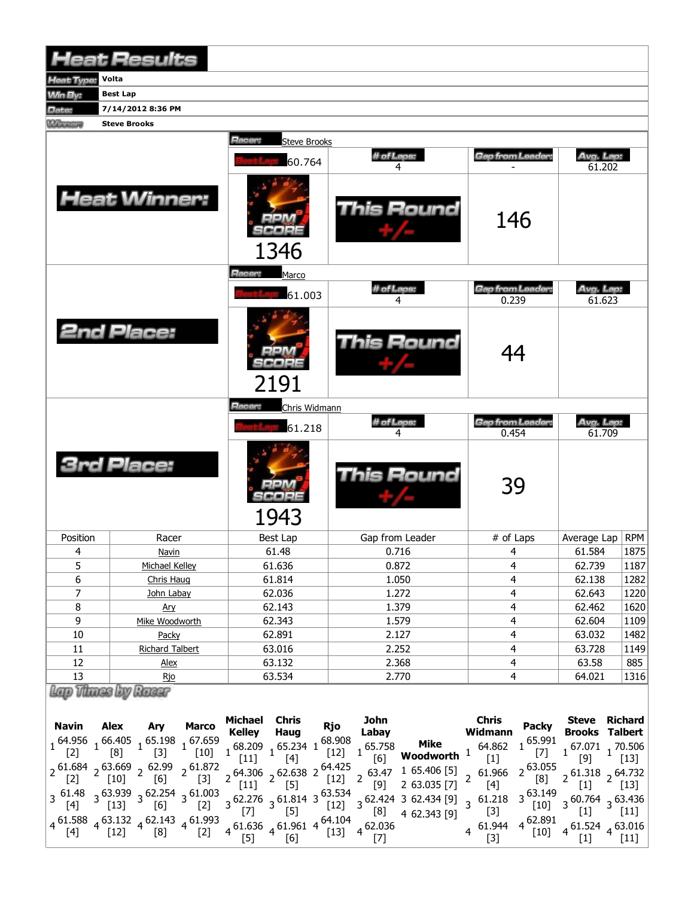# Heat Results

| | |
|---|---|
| Heat Type: | Volta |
| Win By: | Best Lap |
| Date: | 7/14/2012 8:36 PM |
| Winner: | Steve Brooks |

## Heat Winner:

Racer: Steve Brooks

| Best Lap | # of Laps | Gap from Leader | Avg. Lap |
|---|---|---|---|
| 60.764 | 4 | - | 61.202 |

RPM SCORE: 1346

This Round +/-: 146

## 2nd Place:

Racer: Marco

| Best Lap | # of Laps | Gap from Leader | Avg. Lap |
|---|---|---|---|
| 61.003 | 4 | 0.239 | 61.623 |

RPM SCORE: 2191

This Round +/-: 44

## 3rd Place:

Racer: Chris Widmann

| Best Lap | # of Laps | Gap from Leader | Avg. Lap |
|---|---|---|---|
| 61.218 | 4 | 0.454 | 61.709 |

RPM SCORE: 1943

This Round +/-: 39

| Position | Racer | Best Lap | Gap from Leader | # of Laps | Average Lap | RPM |
|---|---|---|---|---|---|---|
| 4 | Navin | 61.48 | 0.716 | 4 | 61.584 | 1875 |
| 5 | Michael Kelley | 61.636 | 0.872 | 4 | 62.739 | 1187 |
| 6 | Chris Haug | 61.814 | 1.050 | 4 | 62.138 | 1282 |
| 7 | John Labay | 62.036 | 1.272 | 4 | 62.643 | 1220 |
| 8 | Ary | 62.143 | 1.379 | 4 | 62.462 | 1620 |
| 9 | Mike Woodworth | 62.343 | 1.579 | 4 | 62.604 | 1109 |
| 10 | Packy | 62.891 | 2.127 | 4 | 63.032 | 1482 |
| 11 | Richard Talbert | 63.016 | 2.252 | 4 | 63.728 | 1149 |
| 12 | Alex | 63.132 | 2.368 | 4 | 63.58 | 885 |
| 13 | Rjo | 63.534 | 2.770 | 4 | 64.021 | 1316 |

## Lap Times by Racer

| Lap | Navin | Alex | Ary | Marco | Michael Kelley | Chris Haug | Rjo | John Labay | Mike Woodworth | Chris Widmann | Packy | Steve Brooks | Richard Talbert |
|---|---|---|---|---|---|---|---|---|---|---|---|---|---|
| 1 | 64.956 [2] | 66.405 [8] | 65.198 [3] | 67.659 [10] | 68.209 [11] | 65.234 [4] | 68.908 [12] | 65.758 [6] | 65.406 [5] | 64.862 [1] | 65.991 [7] | 67.071 [9] | 70.506 [13] |
| 2 | 61.684 [2] | 63.669 [10] | 62.99 [6] | 61.872 [3] | 64.306 [11] | 62.638 [5] | 64.425 [12] | 63.47 [9] | 63.035 [7] | 61.966 [4] | 63.055 [8] | 61.318 [1] | 64.732 [13] |
| 3 | 61.48 [4] | 63.939 [13] | 62.254 [6] | 61.003 [2] | 62.276 [7] | 61.814 [5] | 63.534 [12] | 62.424 [8] | 62.434 [9] | 61.218 [3] | 63.149 [10] | 60.764 [1] | 63.436 [11] |
| 4 | 61.588 [4] | 63.132 [12] | 62.143 [8] | 61.993 [2] | 61.636 [5] | 61.961 [6] | 64.104 [13] | 62.036 [7] | 62.343 [9] | 61.944 [3] | 62.891 [10] | 61.524 [1] | 63.016 [11] |